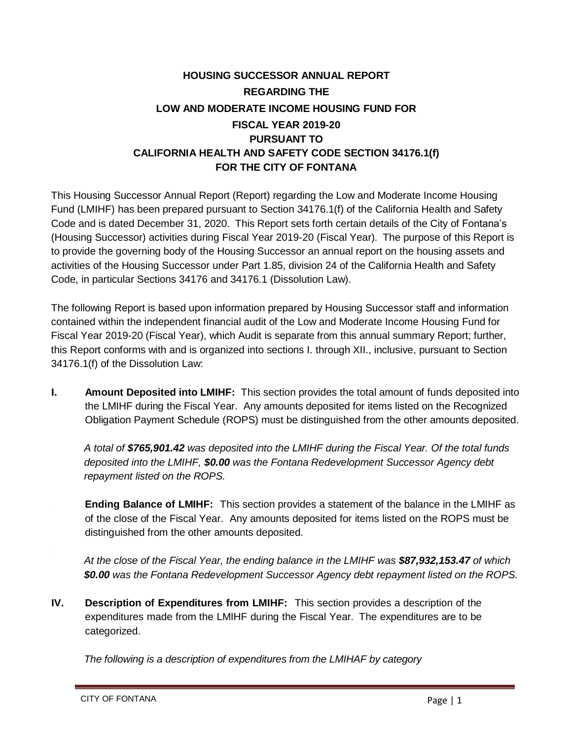# HOUSING SUCCESSOR ANNUAL REPORT REGARDING THE LOW AND MODERATE INCOME HOUSING FUND FOR FISCAL YEAR 2019-20 PURSUANT TO CALIFORNIA HEALTH AND SAFETY CODE SECTION 34176.1(f) FOR THE CITY OF FONTANA

This Housing Successor Annual Report (Report) regarding the Low and Moderate Income Housing Fund (LMIHF) has been prepared pursuant to Section 34176.1(f) of the California Health and Safety Code and is dated December 31, 2020. This Report sets forth certain details of the City of Fontana's (Housing Successor) activities during Fiscal Year 2019-20 (Fiscal Year). The purpose of this Report is to provide the governing body of the Housing Successor an annual report on the housing assets and activities of the Housing Successor under Part 1.85, division 24 of the California Health and Safety Code, in particular Sections 34176 and 34176.1 (Dissolution Law).

The following Report is based upon information prepared by Housing Successor staff and information contained within the independent financial audit of the Low and Moderate Income Housing Fund for Fiscal Year 2019-20 (Fiscal Year), which Audit is separate from this annual summary Report; further, this Report conforms with and is organized into sections I. through XII., inclusive, pursuant to Section 34176.1(f) of the Dissolution Law:

**I. Amount Deposited into LMIHF:** This section provides the total amount of funds deposited into the LMIHF during the Fiscal Year. Any amounts deposited for items listed on the Recognized Obligation Payment Schedule (ROPS) must be distinguished from the other amounts deposited.

*A total of **$765,901.42** was deposited into the LMIHF during the Fiscal Year. Of the total funds deposited into the LMIHF, **$0.00** was the Fontana Redevelopment Successor Agency debt repayment listed on the ROPS.*

**Ending Balance of LMIHF:** This section provides a statement of the balance in the LMIHF as of the close of the Fiscal Year. Any amounts deposited for items listed on the ROPS must be distinguished from the other amounts deposited.

*At the close of the Fiscal Year, the ending balance in the LMIHF was **$87,932,153.47** of which **$0.00** was the Fontana Redevelopment Successor Agency debt repayment listed on the ROPS.*

**IV. Description of Expenditures from LMIHF:** This section provides a description of the expenditures made from the LMIHF during the Fiscal Year. The expenditures are to be categorized.

*The following is a description of expenditures from the LMIHAF by category*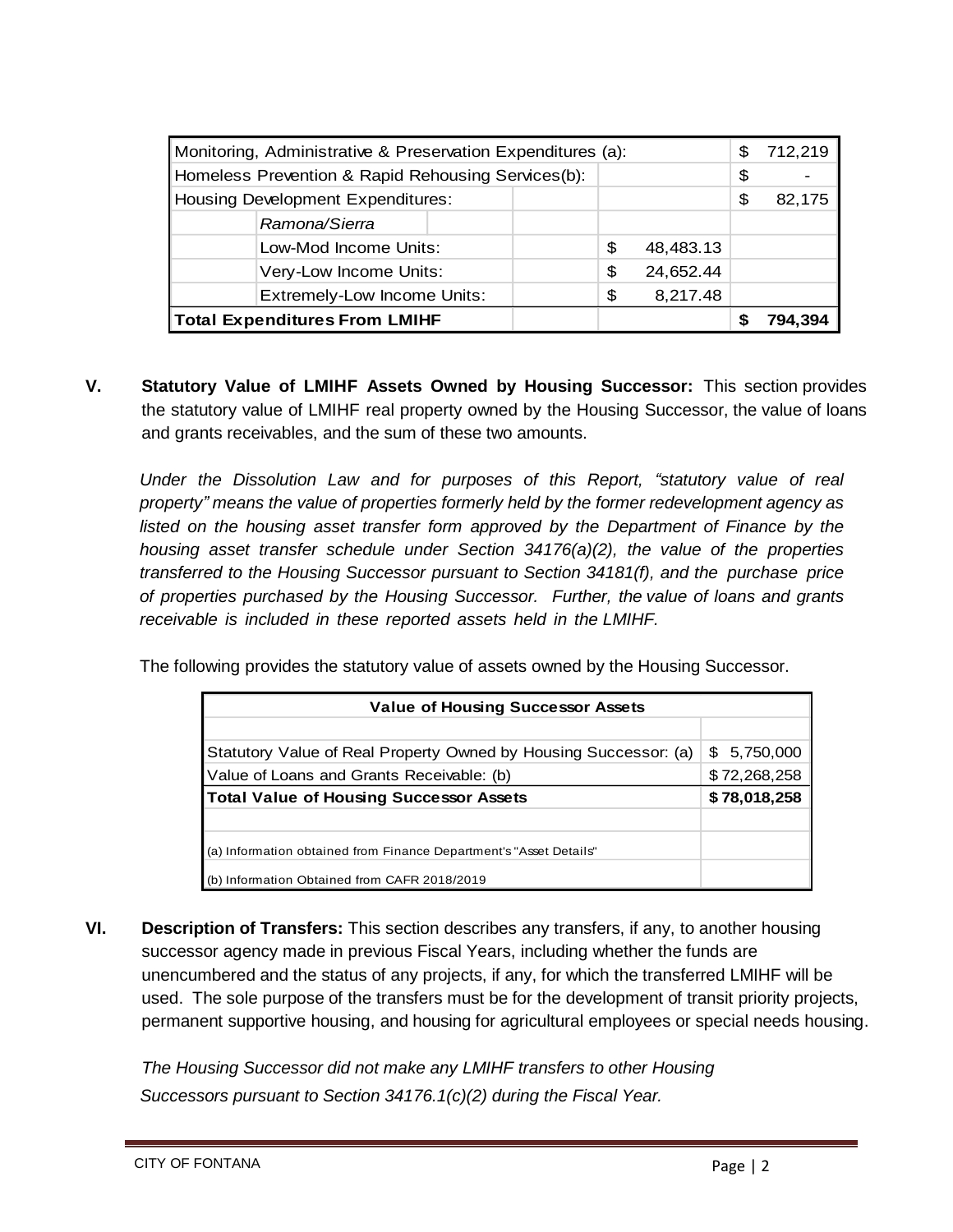| | | | | |
|---|---|---|---|---|
| Monitoring, Administrative & Preservation Expenditures (a): | | | | $ 712,219 |
| Homeless Prevention & Rapid Rehousing Services(b): | | | | $ - |
| Housing Development Expenditures: | | | | $ 82,175 |
| | *Ramona/Sierra* | | | |
| | Low-Mod Income Units: | | $ 48,483.13 | |
| | Very-Low Income Units: | | $ 24,652.44 | |
| | Extremely-Low Income Units: | | $ 8,217.48 | |
| **Total Expenditures From LMIHF** | | | | **$ 794,394** |

**V. Statutory Value of LMIHF Assets Owned by Housing Successor:** This section provides the statutory value of LMIHF real property owned by the Housing Successor, the value of loans and grants receivables, and the sum of these two amounts.

*Under the Dissolution Law and for purposes of this Report, "statutory value of real property" means the value of properties formerly held by the former redevelopment agency as listed on the housing asset transfer form approved by the Department of Finance by the housing asset transfer schedule under Section 34176(a)(2), the value of the properties transferred to the Housing Successor pursuant to Section 34181(f), and the purchase price of properties purchased by the Housing Successor. Further, the value of loans and grants receivable is included in these reported assets held in the LMIHF.*

The following provides the statutory value of assets owned by the Housing Successor.

| **Value of Housing Successor Assets** | |
|---|---|
| | |
| Statutory Value of Real Property Owned by Housing Successor: (a) | $ 5,750,000 |
| Value of Loans and Grants Receivable: (b) | $ 72,268,258 |
| **Total Value of Housing Successor Assets** | **$ 78,018,258** |
| | |
| (a) Information obtained from Finance Department's "Asset Details" | |
| (b) Information Obtained from CAFR 2018/2019 | |

**VI. Description of Transfers:** This section describes any transfers, if any, to another housing successor agency made in previous Fiscal Years, including whether the funds are unencumbered and the status of any projects, if any, for which the transferred LMIHF will be used. The sole purpose of the transfers must be for the development of transit priority projects, permanent supportive housing, and housing for agricultural employees or special needs housing.

*The Housing Successor did not make any LMIHF transfers to other Housing Successors pursuant to Section 34176.1(c)(2) during the Fiscal Year.*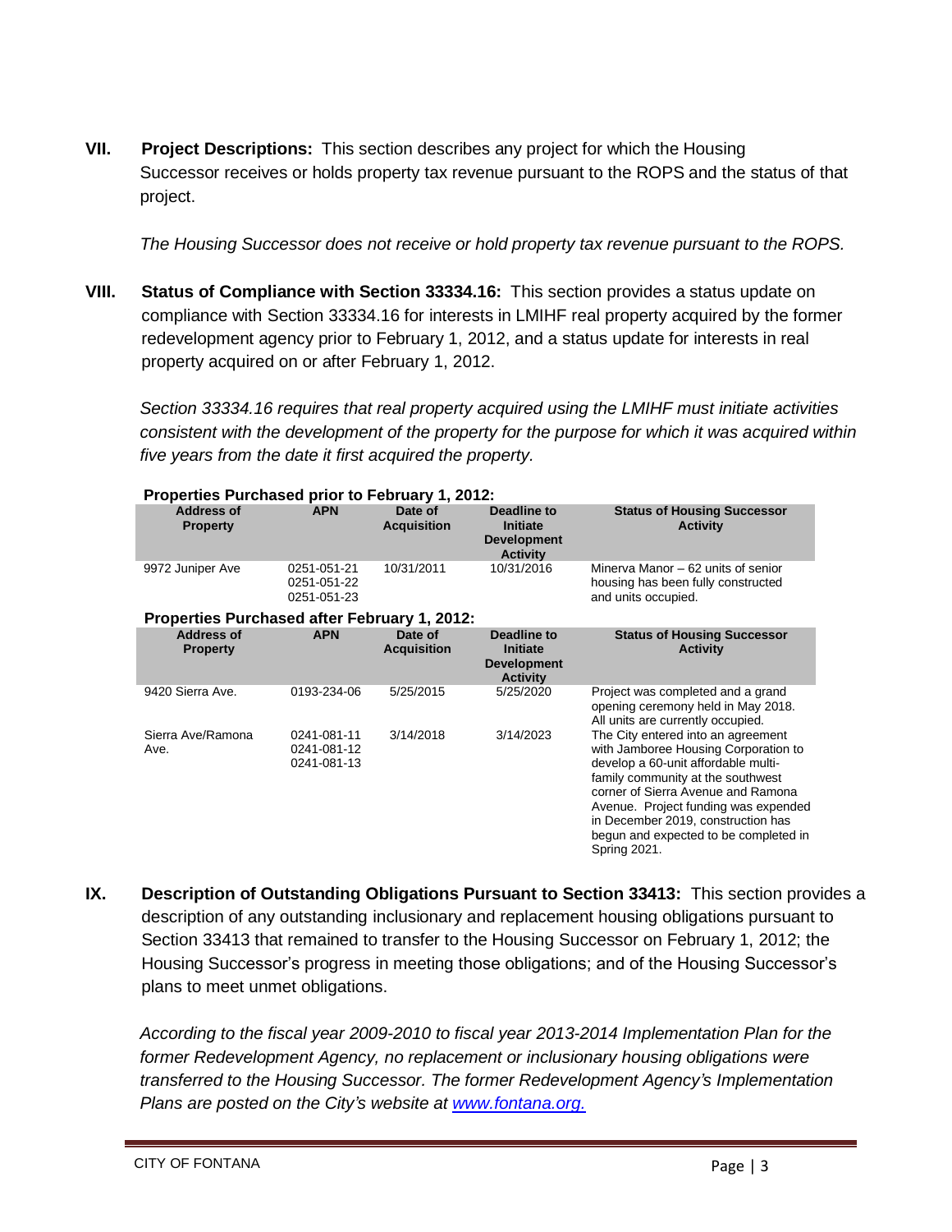**VII. Project Descriptions:** This section describes any project for which the Housing Successor receives or holds property tax revenue pursuant to the ROPS and the status of that project.

*The Housing Successor does not receive or hold property tax revenue pursuant to the ROPS.*

**VIII. Status of Compliance with Section 33334.16:** This section provides a status update on compliance with Section 33334.16 for interests in LMIHF real property acquired by the former redevelopment agency prior to February 1, 2012, and a status update for interests in real property acquired on or after February 1, 2012.

*Section 33334.16 requires that real property acquired using the LMIHF must initiate activities consistent with the development of the property for the purpose for which it was acquired within five years from the date it first acquired the property.*

**Properties Purchased prior to February 1, 2012:**

| Address of Property | APN | Date of Acquisition | Deadline to Initiate Development Activity | Status of Housing Successor Activity |
|---|---|---|---|---|
| 9972 Juniper Ave | 0251-051-21<br>0251-051-22<br>0251-051-23 | 10/31/2011 | 10/31/2016 | Minerva Manor – 62 units of senior housing has been fully constructed and units occupied. |

**Properties Purchased after February 1, 2012:**

| Address of Property | APN | Date of Acquisition | Deadline to Initiate Development Activity | Status of Housing Successor Activity |
|---|---|---|---|---|
| 9420 Sierra Ave. | 0193-234-06 | 5/25/2015 | 5/25/2020 | Project was completed and a grand opening ceremony held in May 2018. All units are currently occupied. |
| Sierra Ave/Ramona Ave. | 0241-081-11<br>0241-081-12<br>0241-081-13 | 3/14/2018 | 3/14/2023 | The City entered into an agreement with Jamboree Housing Corporation to develop a 60-unit affordable multi-family community at the southwest corner of Sierra Avenue and Ramona Avenue. Project funding was expended in December 2019, construction has begun and expected to be completed in Spring 2021. |

**IX. Description of Outstanding Obligations Pursuant to Section 33413:** This section provides a description of any outstanding inclusionary and replacement housing obligations pursuant to Section 33413 that remained to transfer to the Housing Successor on February 1, 2012; the Housing Successor's progress in meeting those obligations; and of the Housing Successor's plans to meet unmet obligations.

*According to the fiscal year 2009-2010 to fiscal year 2013-2014 Implementation Plan for the former Redevelopment Agency, no replacement or inclusionary housing obligations were transferred to the Housing Successor. The former Redevelopment Agency's Implementation Plans are posted on the City's website at www.fontana.org.*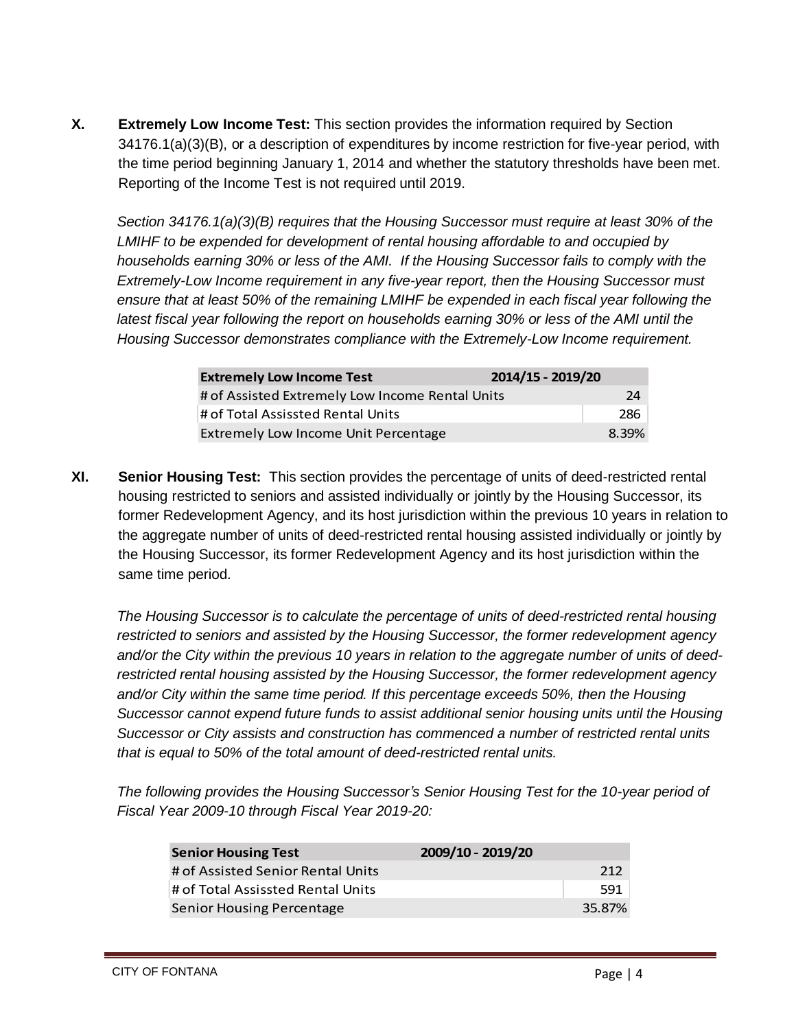**X. Extremely Low Income Test:** This section provides the information required by Section 34176.1(a)(3)(B), or a description of expenditures by income restriction for five-year period, with the time period beginning January 1, 2014 and whether the statutory thresholds have been met. Reporting of the Income Test is not required until 2019.

*Section 34176.1(a)(3)(B) requires that the Housing Successor must require at least 30% of the LMIHF to be expended for development of rental housing affordable to and occupied by households earning 30% or less of the AMI. If the Housing Successor fails to comply with the Extremely-Low Income requirement in any five-year report, then the Housing Successor must ensure that at least 50% of the remaining LMIHF be expended in each fiscal year following the latest fiscal year following the report on households earning 30% or less of the AMI until the Housing Successor demonstrates compliance with the Extremely-Low Income requirement.*

| **Extremely Low Income Test** | **2014/15 - 2019/20** |
|---|---|
| # of Assisted Extremely Low Income Rental Units | 24 |
| # of Total Assissted Rental Units | 286 |
| Extremely Low Income Unit Percentage | 8.39% |

**XI. Senior Housing Test:** This section provides the percentage of units of deed-restricted rental housing restricted to seniors and assisted individually or jointly by the Housing Successor, its former Redevelopment Agency, and its host jurisdiction within the previous 10 years in relation to the aggregate number of units of deed-restricted rental housing assisted individually or jointly by the Housing Successor, its former Redevelopment Agency and its host jurisdiction within the same time period.

*The Housing Successor is to calculate the percentage of units of deed-restricted rental housing restricted to seniors and assisted by the Housing Successor, the former redevelopment agency and/or the City within the previous 10 years in relation to the aggregate number of units of deed-restricted rental housing assisted by the Housing Successor, the former redevelopment agency and/or City within the same time period. If this percentage exceeds 50%, then the Housing Successor cannot expend future funds to assist additional senior housing units until the Housing Successor or City assists and construction has commenced a number of restricted rental units that is equal to 50% of the total amount of deed-restricted rental units.*

*The following provides the Housing Successor's Senior Housing Test for the 10-year period of Fiscal Year 2009-10 through Fiscal Year 2019-20:*

| **Senior Housing Test** | **2009/10 - 2019/20** |
|---|---|
| # of Assisted Senior Rental Units | 212 |
| # of Total Assissted Rental Units | 591 |
| Senior Housing Percentage | 35.87% |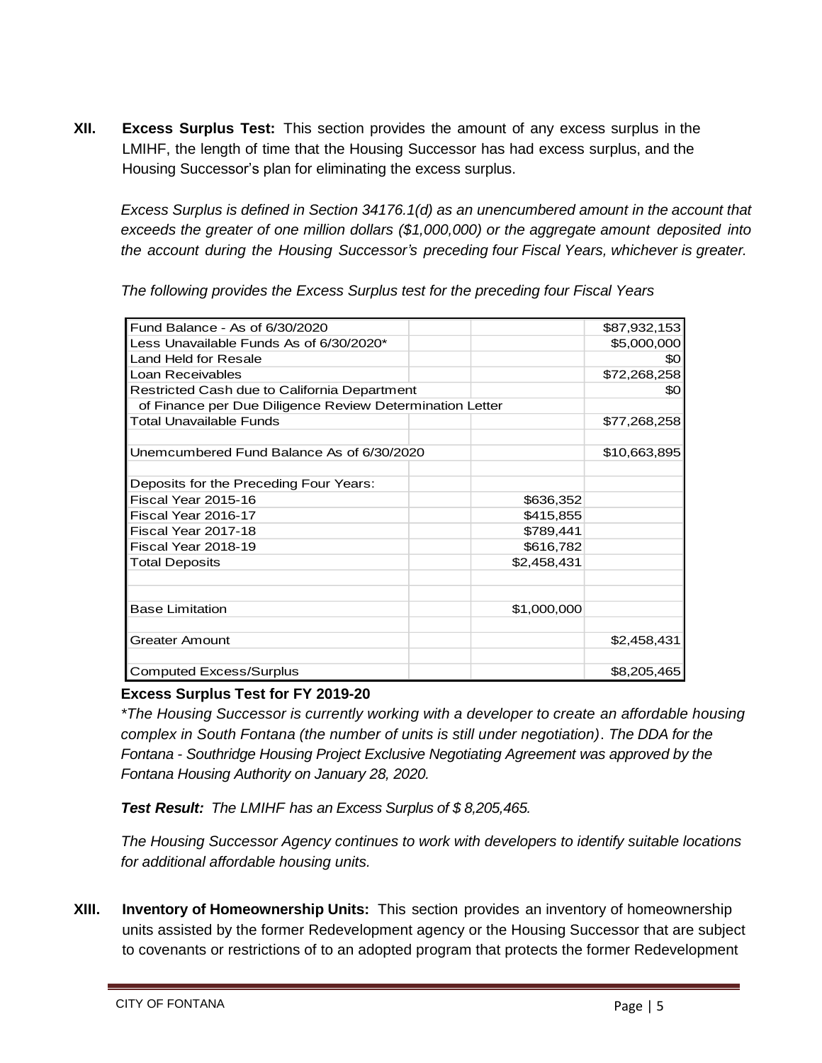**XII. Excess Surplus Test:** This section provides the amount of any excess surplus in the LMIHF, the length of time that the Housing Successor has had excess surplus, and the Housing Successor's plan for eliminating the excess surplus.

*Excess Surplus is defined in Section 34176.1(d) as an unencumbered amount in the account that exceeds the greater of one million dollars ($1,000,000) or the aggregate amount deposited into the account during the Housing Successor's preceding four Fiscal Years, whichever is greater.*

*The following provides the Excess Surplus test for the preceding four Fiscal Years*

| | | | |
|---|---|---|---|
| Fund Balance - As of 6/30/2020 | | | $87,932,153 |
| Less Unavailable Funds As of 6/30/2020* | | | $5,000,000 |
| Land Held for Resale | | | $0 |
| Loan Receivables | | | $72,268,258 |
| Restricted Cash due to California Department of Finance per Due Diligence Review Determination Letter | | | $0 |
| Total Unavailable Funds | | | $77,268,258 |
| | | | |
| Unemcumbered Fund Balance As of 6/30/2020 | | | $10,663,895 |
| | | | |
| Deposits for the Preceding Four Years: | | | |
| Fiscal Year 2015-16 | | $636,352 | |
| Fiscal Year 2016-17 | | $415,855 | |
| Fiscal Year 2017-18 | | $789,441 | |
| Fiscal Year 2018-19 | | $616,782 | |
| Total Deposits | | $2,458,431 | |
| | | | |
| | | | |
| Base Limitation | | $1,000,000 | |
| | | | |
| Greater Amount | | | $2,458,431 |
| | | | |
| Computed Excess/Surplus | | | $8,205,465 |

**Excess Surplus Test for FY 2019-20**

*\*The Housing Successor is currently working with a developer to create an affordable housing complex in South Fontana (the number of units is still under negotiation). The DDA for the Fontana - Southridge Housing Project Exclusive Negotiating Agreement was approved by the Fontana Housing Authority on January 28, 2020.*

***Test Result:*** *The LMIHF has an Excess Surplus of $ 8,205,465.*

*The Housing Successor Agency continues to work with developers to identify suitable locations for additional affordable housing units.*

**XIII. Inventory of Homeownership Units:** This section provides an inventory of homeownership units assisted by the former Redevelopment agency or the Housing Successor that are subject to covenants or restrictions of to an adopted program that protects the former Redevelopment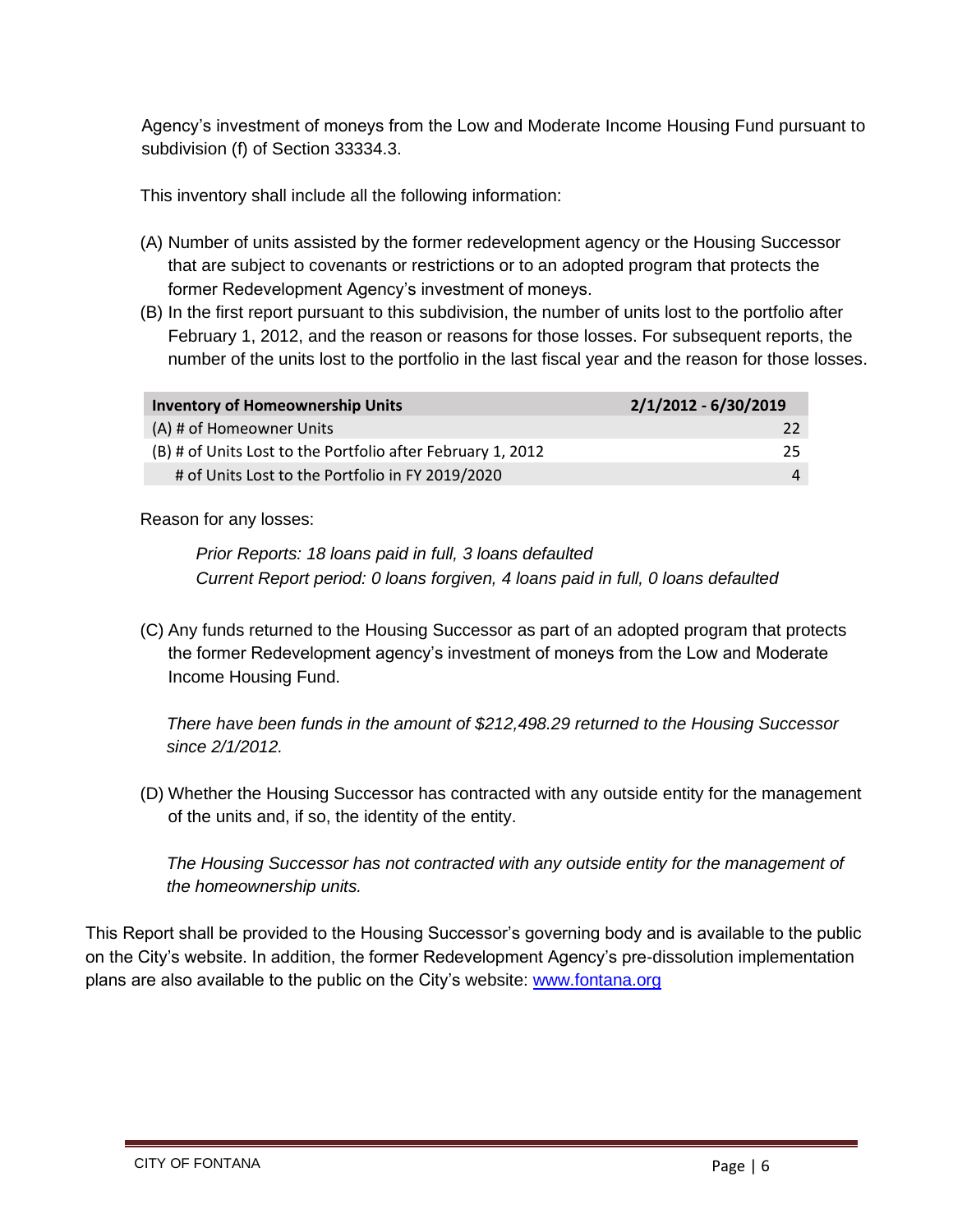Agency's investment of moneys from the Low and Moderate Income Housing Fund pursuant to subdivision (f) of Section 33334.3.

This inventory shall include all the following information:

(A) Number of units assisted by the former redevelopment agency or the Housing Successor that are subject to covenants or restrictions or to an adopted program that protects the former Redevelopment Agency's investment of moneys.

(B) In the first report pursuant to this subdivision, the number of units lost to the portfolio after February 1, 2012, and the reason or reasons for those losses. For subsequent reports, the number of the units lost to the portfolio in the last fiscal year and the reason for those losses.

| **Inventory of Homeownership Units** | **2/1/2012 - 6/30/2019** |
|---|---|
| (A) # of Homeowner Units | 22 |
| (B) # of Units Lost to the Portfolio after February 1, 2012 | 25 |
| # of Units Lost to the Portfolio in FY 2019/2020 | 4 |

Reason for any losses:

*Prior Reports: 18 loans paid in full, 3 loans defaulted*
*Current Report period: 0 loans forgiven, 4 loans paid in full, 0 loans defaulted*

(C) Any funds returned to the Housing Successor as part of an adopted program that protects the former Redevelopment agency's investment of moneys from the Low and Moderate Income Housing Fund.

*There have been funds in the amount of $212,498.29 returned to the Housing Successor since 2/1/2012.*

(D) Whether the Housing Successor has contracted with any outside entity for the management of the units and, if so, the identity of the entity.

*The Housing Successor has not contracted with any outside entity for the management of the homeownership units.*

This Report shall be provided to the Housing Successor's governing body and is available to the public on the City's website. In addition, the former Redevelopment Agency's pre-dissolution implementation plans are also available to the public on the City's website: [www.fontana.org](http://www.fontana.org)